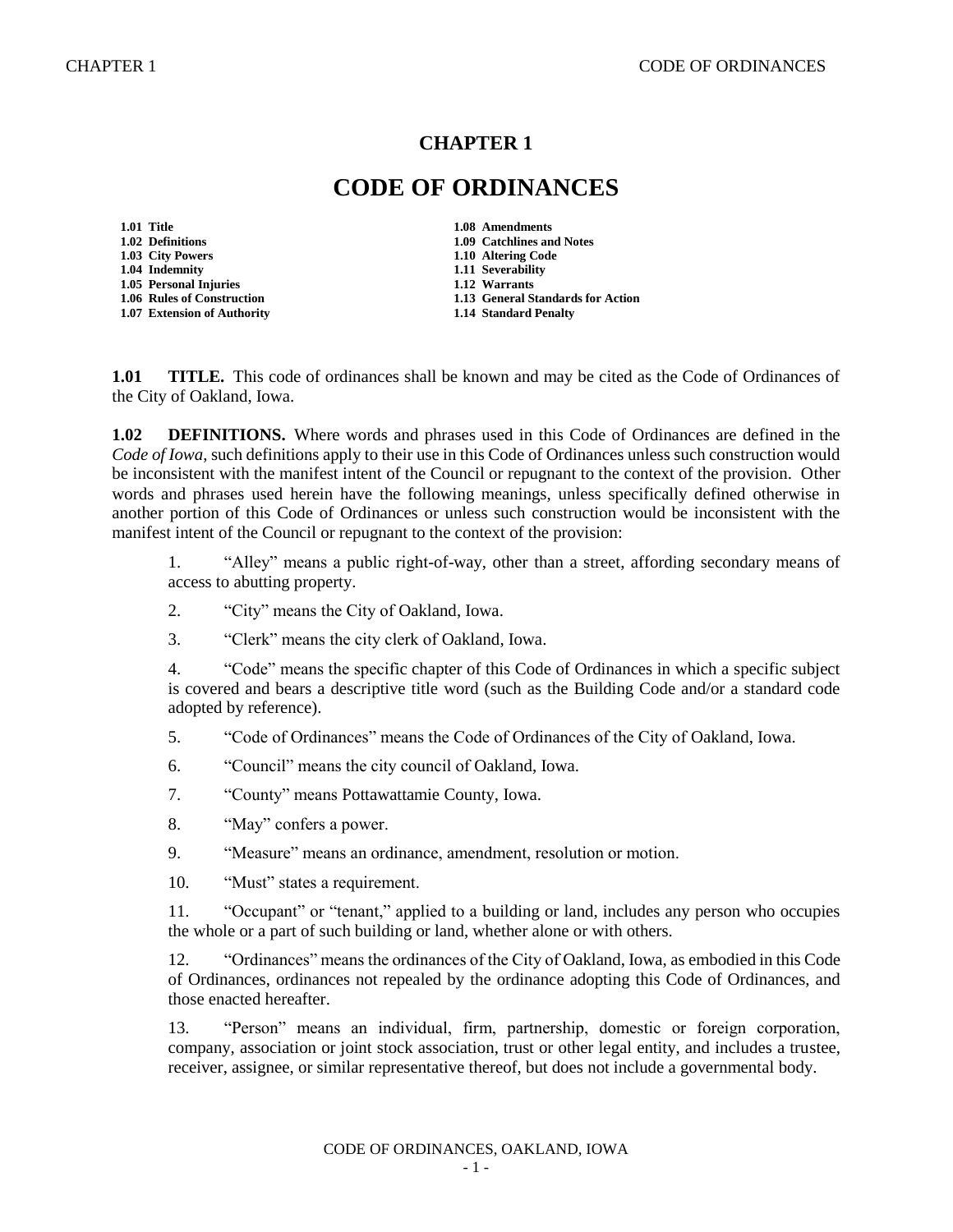# CHAPTER 1

# CODE OF ORDINANCES

| | |
|---|---|
| **1.01 Title** | **1.08 Amendments** |
| **1.02 Definitions** | **1.09 Catchlines and Notes** |
| **1.03 City Powers** | **1.10 Altering Code** |
| **1.04 Indemnity** | **1.11 Severability** |
| **1.05 Personal Injuries** | **1.12 Warrants** |
| **1.06 Rules of Construction** | **1.13 General Standards for Action** |
| **1.07 Extension of Authority** | **1.14 Standard Penalty** |

**1.01 TITLE.** This code of ordinances shall be known and may be cited as the Code of Ordinances of the City of Oakland, Iowa.

**1.02 DEFINITIONS.** Where words and phrases used in this Code of Ordinances are defined in the *Code of Iowa*, such definitions apply to their use in this Code of Ordinances unless such construction would be inconsistent with the manifest intent of the Council or repugnant to the context of the provision. Other words and phrases used herein have the following meanings, unless specifically defined otherwise in another portion of this Code of Ordinances or unless such construction would be inconsistent with the manifest intent of the Council or repugnant to the context of the provision:

1. "Alley" means a public right-of-way, other than a street, affording secondary means of access to abutting property.

2. "City" means the City of Oakland, Iowa.

3. "Clerk" means the city clerk of Oakland, Iowa.

4. "Code" means the specific chapter of this Code of Ordinances in which a specific subject is covered and bears a descriptive title word (such as the Building Code and/or a standard code adopted by reference).

5. "Code of Ordinances" means the Code of Ordinances of the City of Oakland, Iowa.

6. "Council" means the city council of Oakland, Iowa.

7. "County" means Pottawattamie County, Iowa.

8. "May" confers a power.

9. "Measure" means an ordinance, amendment, resolution or motion.

10. "Must" states a requirement.

11. "Occupant" or "tenant," applied to a building or land, includes any person who occupies the whole or a part of such building or land, whether alone or with others.

12. "Ordinances" means the ordinances of the City of Oakland, Iowa, as embodied in this Code of Ordinances, ordinances not repealed by the ordinance adopting this Code of Ordinances, and those enacted hereafter.

13. "Person" means an individual, firm, partnership, domestic or foreign corporation, company, association or joint stock association, trust or other legal entity, and includes a trustee, receiver, assignee, or similar representative thereof, but does not include a governmental body.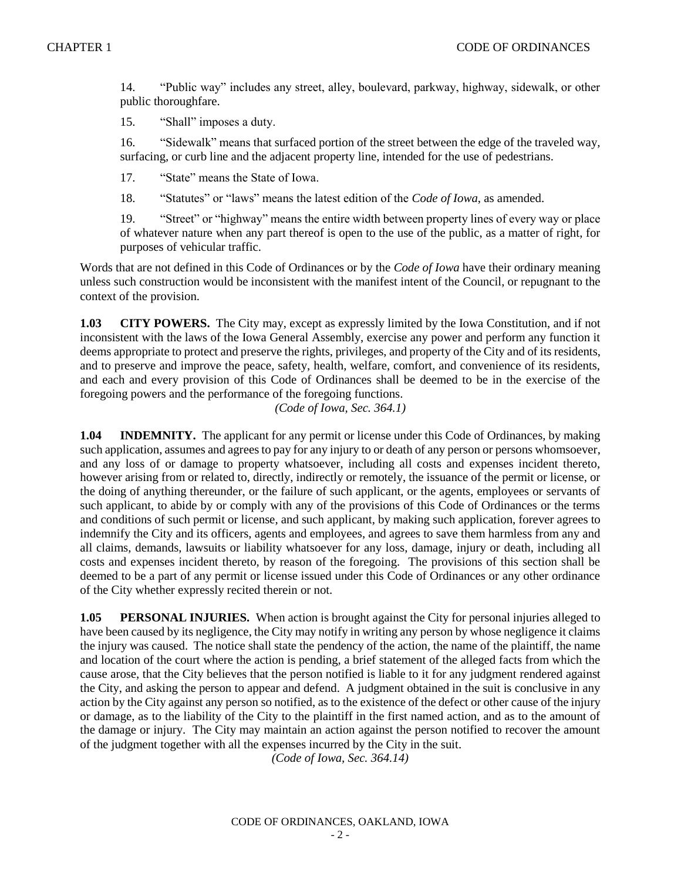14. "Public way" includes any street, alley, boulevard, parkway, highway, sidewalk, or other public thoroughfare.

15. "Shall" imposes a duty.

16. "Sidewalk" means that surfaced portion of the street between the edge of the traveled way, surfacing, or curb line and the adjacent property line, intended for the use of pedestrians.

17. "State" means the State of Iowa.

18. "Statutes" or "laws" means the latest edition of the *Code of Iowa*, as amended.

19. "Street" or "highway" means the entire width between property lines of every way or place of whatever nature when any part thereof is open to the use of the public, as a matter of right, for purposes of vehicular traffic.

Words that are not defined in this Code of Ordinances or by the *Code of Iowa* have their ordinary meaning unless such construction would be inconsistent with the manifest intent of the Council, or repugnant to the context of the provision.

**1.03 CITY POWERS.** The City may, except as expressly limited by the Iowa Constitution, and if not inconsistent with the laws of the Iowa General Assembly, exercise any power and perform any function it deems appropriate to protect and preserve the rights, privileges, and property of the City and of its residents, and to preserve and improve the peace, safety, health, welfare, comfort, and convenience of its residents, and each and every provision of this Code of Ordinances shall be deemed to be in the exercise of the foregoing powers and the performance of the foregoing functions.

*(Code of Iowa, Sec. 364.1)*

**1.04 INDEMNITY.** The applicant for any permit or license under this Code of Ordinances, by making such application, assumes and agrees to pay for any injury to or death of any person or persons whomsoever, and any loss of or damage to property whatsoever, including all costs and expenses incident thereto, however arising from or related to, directly, indirectly or remotely, the issuance of the permit or license, or the doing of anything thereunder, or the failure of such applicant, or the agents, employees or servants of such applicant, to abide by or comply with any of the provisions of this Code of Ordinances or the terms and conditions of such permit or license, and such applicant, by making such application, forever agrees to indemnify the City and its officers, agents and employees, and agrees to save them harmless from any and all claims, demands, lawsuits or liability whatsoever for any loss, damage, injury or death, including all costs and expenses incident thereto, by reason of the foregoing. The provisions of this section shall be deemed to be a part of any permit or license issued under this Code of Ordinances or any other ordinance of the City whether expressly recited therein or not.

**1.05 PERSONAL INJURIES.** When action is brought against the City for personal injuries alleged to have been caused by its negligence, the City may notify in writing any person by whose negligence it claims the injury was caused. The notice shall state the pendency of the action, the name of the plaintiff, the name and location of the court where the action is pending, a brief statement of the alleged facts from which the cause arose, that the City believes that the person notified is liable to it for any judgment rendered against the City, and asking the person to appear and defend. A judgment obtained in the suit is conclusive in any action by the City against any person so notified, as to the existence of the defect or other cause of the injury or damage, as to the liability of the City to the plaintiff in the first named action, and as to the amount of the damage or injury. The City may maintain an action against the person notified to recover the amount of the judgment together with all the expenses incurred by the City in the suit.

*(Code of Iowa, Sec. 364.14)*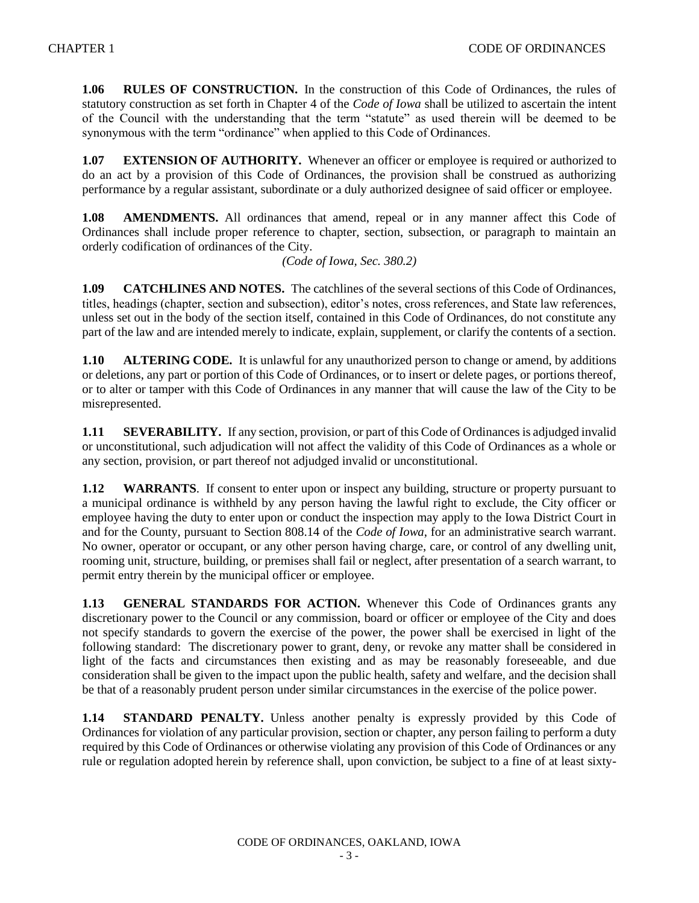**1.06 RULES OF CONSTRUCTION.** In the construction of this Code of Ordinances, the rules of statutory construction as set forth in Chapter 4 of the *Code of Iowa* shall be utilized to ascertain the intent of the Council with the understanding that the term "statute" as used therein will be deemed to be synonymous with the term "ordinance" when applied to this Code of Ordinances.

**1.07 EXTENSION OF AUTHORITY.** Whenever an officer or employee is required or authorized to do an act by a provision of this Code of Ordinances, the provision shall be construed as authorizing performance by a regular assistant, subordinate or a duly authorized designee of said officer or employee.

**1.08 AMENDMENTS.** All ordinances that amend, repeal or in any manner affect this Code of Ordinances shall include proper reference to chapter, section, subsection, or paragraph to maintain an orderly codification of ordinances of the City.

*(Code of Iowa, Sec. 380.2)*

**1.09 CATCHLINES AND NOTES.** The catchlines of the several sections of this Code of Ordinances, titles, headings (chapter, section and subsection), editor's notes, cross references, and State law references, unless set out in the body of the section itself, contained in this Code of Ordinances, do not constitute any part of the law and are intended merely to indicate, explain, supplement, or clarify the contents of a section.

**1.10 ALTERING CODE.** It is unlawful for any unauthorized person to change or amend, by additions or deletions, any part or portion of this Code of Ordinances, or to insert or delete pages, or portions thereof, or to alter or tamper with this Code of Ordinances in any manner that will cause the law of the City to be misrepresented.

**1.11 SEVERABILITY.** If any section, provision, or part of this Code of Ordinances is adjudged invalid or unconstitutional, such adjudication will not affect the validity of this Code of Ordinances as a whole or any section, provision, or part thereof not adjudged invalid or unconstitutional.

**1.12 WARRANTS**. If consent to enter upon or inspect any building, structure or property pursuant to a municipal ordinance is withheld by any person having the lawful right to exclude, the City officer or employee having the duty to enter upon or conduct the inspection may apply to the Iowa District Court in and for the County, pursuant to Section 808.14 of the *Code of Iowa*, for an administrative search warrant. No owner, operator or occupant, or any other person having charge, care, or control of any dwelling unit, rooming unit, structure, building, or premises shall fail or neglect, after presentation of a search warrant, to permit entry therein by the municipal officer or employee.

**1.13 GENERAL STANDARDS FOR ACTION.** Whenever this Code of Ordinances grants any discretionary power to the Council or any commission, board or officer or employee of the City and does not specify standards to govern the exercise of the power, the power shall be exercised in light of the following standard: The discretionary power to grant, deny, or revoke any matter shall be considered in light of the facts and circumstances then existing and as may be reasonably foreseeable, and due consideration shall be given to the impact upon the public health, safety and welfare, and the decision shall be that of a reasonably prudent person under similar circumstances in the exercise of the police power.

**1.14 STANDARD PENALTY.** Unless another penalty is expressly provided by this Code of Ordinances for violation of any particular provision, section or chapter, any person failing to perform a duty required by this Code of Ordinances or otherwise violating any provision of this Code of Ordinances or any rule or regulation adopted herein by reference shall, upon conviction, be subject to a fine of at least sixty-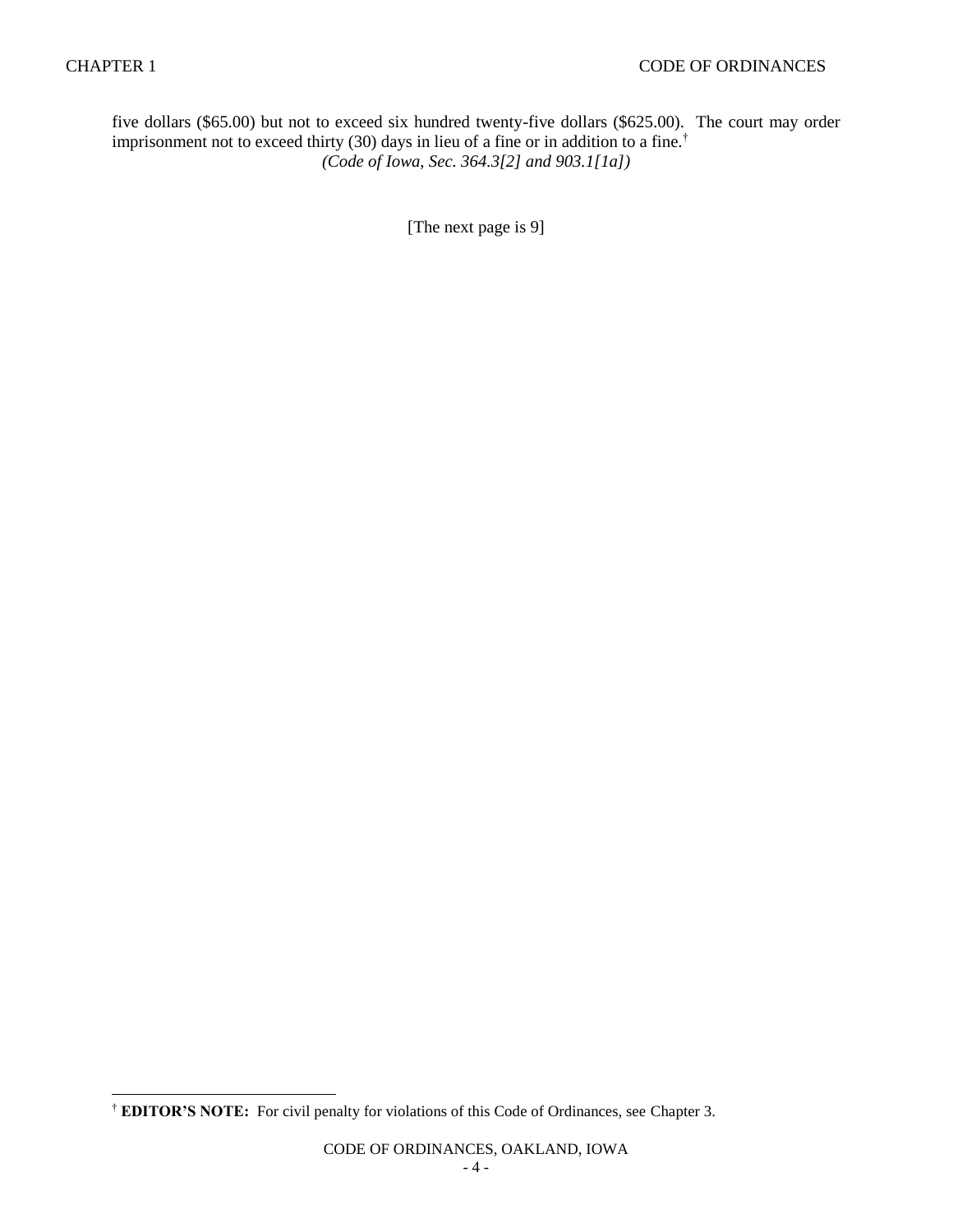five dollars ($65.00) but not to exceed six hundred twenty-five dollars ($625.00). The court may order imprisonment not to exceed thirty (30) days in lieu of a fine or in addition to a fine.†

*(Code of Iowa, Sec. 364.3[2] and 903.1[1a])*

[The next page is 9]

---

† **EDITOR'S NOTE:** For civil penalty for violations of this Code of Ordinances, see Chapter 3.